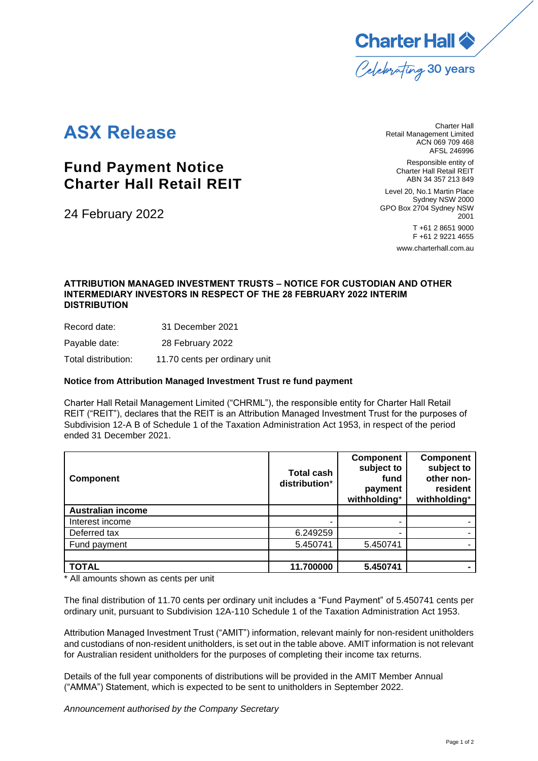Charter Hall
Celebrating 30 years

# ASX Release

## Fund Payment Notice
## Charter Hall Retail REIT

24 February 2022

Charter Hall
Retail Management Limited
ACN 069 709 468
AFSL 246996

Responsible entity of
Charter Hall Retail REIT
ABN 34 357 213 849

Level 20, No.1 Martin Place
Sydney NSW 2000
GPO Box 2704 Sydney NSW
2001

T +61 2 8651 9000
F +61 2 9221 4655

www.charterhall.com.au

**ATTRIBUTION MANAGED INVESTMENT TRUSTS – NOTICE FOR CUSTODIAN AND OTHER INTERMEDIARY INVESTORS IN RESPECT OF THE 28 FEBRUARY 2022 INTERIM DISTRIBUTION**

Record date: 31 December 2021

Payable date: 28 February 2022

Total distribution: 11.70 cents per ordinary unit

**Notice from Attribution Managed Investment Trust re fund payment**

Charter Hall Retail Management Limited ("CHRML"), the responsible entity for Charter Hall Retail REIT ("REIT"), declares that the REIT is an Attribution Managed Investment Trust for the purposes of Subdivision 12-A B of Schedule 1 of the Taxation Administration Act 1953, in respect of the period ended 31 December 2021.

| Component | Total cash distribution* | Component subject to fund payment withholding* | Component subject to other non-resident withholding* |
|---|---|---|---|
| **Australian income** | | | |
| Interest income | - | - | - |
| Deferred tax | 6.249259 | - | - |
| Fund payment | 5.450741 | 5.450741 | - |
| | | | |
| **TOTAL** | **11.700000** | **5.450741** | **-** |

\* All amounts shown as cents per unit

The final distribution of 11.70 cents per ordinary unit includes a "Fund Payment" of 5.450741 cents per ordinary unit, pursuant to Subdivision 12A-110 Schedule 1 of the Taxation Administration Act 1953.

Attribution Managed Investment Trust ("AMIT") information, relevant mainly for non-resident unitholders and custodians of non-resident unitholders, is set out in the table above. AMIT information is not relevant for Australian resident unitholders for the purposes of completing their income tax returns.

Details of the full year components of distributions will be provided in the AMIT Member Annual ("AMMA") Statement, which is expected to be sent to unitholders in September 2022.

*Announcement authorised by the Company Secretary*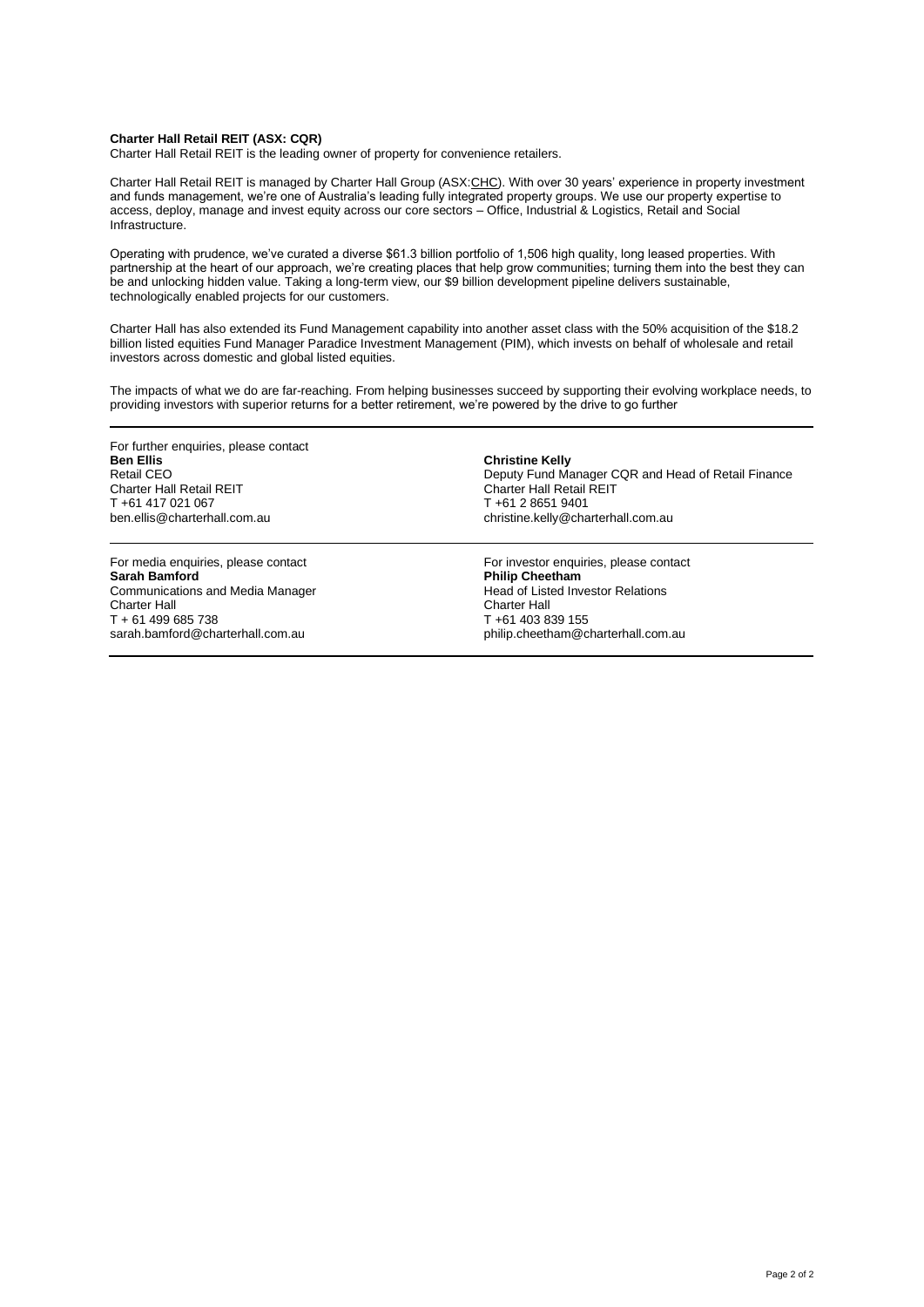**Charter Hall Retail REIT (ASX: CQR)**

Charter Hall Retail REIT is the leading owner of property for convenience retailers.

Charter Hall Retail REIT is managed by Charter Hall Group (ASX:CHC). With over 30 years' experience in property investment and funds management, we're one of Australia's leading fully integrated property groups. We use our property expertise to access, deploy, manage and invest equity across our core sectors – Office, Industrial & Logistics, Retail and Social Infrastructure.

Operating with prudence, we've curated a diverse $61.3 billion portfolio of 1,506 high quality, long leased properties. With partnership at the heart of our approach, we're creating places that help grow communities; turning them into the best they can be and unlocking hidden value. Taking a long-term view, our $9 billion development pipeline delivers sustainable, technologically enabled projects for our customers.

Charter Hall has also extended its Fund Management capability into another asset class with the 50% acquisition of the $18.2 billion listed equities Fund Manager Paradice Investment Management (PIM), which invests on behalf of wholesale and retail investors across domestic and global listed equities.

The impacts of what we do are far-reaching. From helping businesses succeed by supporting their evolving workplace needs, to providing investors with superior returns for a better retirement, we're powered by the drive to go further

---

For further enquiries, please contact

**Ben Ellis**
Retail CEO
Charter Hall Retail REIT
T +61 417 021 067
ben.ellis@charterhall.com.au

**Christine Kelly**
Deputy Fund Manager CQR and Head of Retail Finance
Charter Hall Retail REIT
T +61 2 8651 9401
christine.kelly@charterhall.com.au

---

For media enquiries, please contact
**Sarah Bamford**
Communications and Media Manager
Charter Hall
T + 61 499 685 738
sarah.bamford@charterhall.com.au

For investor enquiries, please contact
**Philip Cheetham**
Head of Listed Investor Relations
Charter Hall
T +61 403 839 155
philip.cheetham@charterhall.com.au